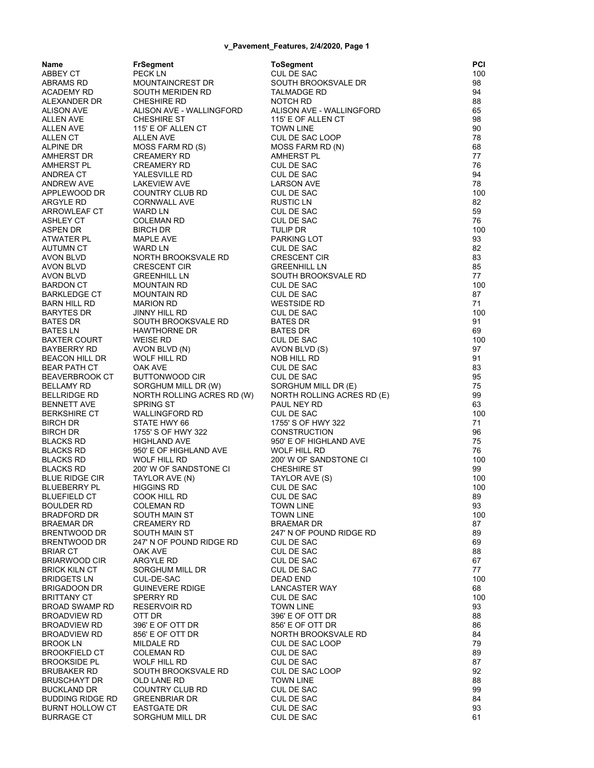| Name | FrSegment | ToSegment | PCI |
|---|---|---|---|
| ABBEY CT | PECK LN | CUL DE SAC | 100 |
| ABRAMS RD | MOUNTAINCREST DR | SOUTH BROOKSVALE DR | 98 |
| ACADEMY RD | SOUTH MERIDEN RD | TALMADGE RD | 94 |
| ALEXANDER DR | CHESHIRE RD | NOTCH RD | 88 |
| ALISON AVE | ALISON AVE - WALLINGFORD | ALISON AVE - WALLINGFORD | 65 |
| ALLEN AVE | CHESHIRE ST | 115' E OF ALLEN CT | 98 |
| ALLEN AVE | 115' E OF ALLEN CT | TOWN LINE | 90 |
| ALLEN CT | ALLEN AVE | CUL DE SAC LOOP | 78 |
| ALPINE DR | MOSS FARM RD (S) | MOSS FARM RD (N) | 68 |
| AMHERST DR | CREAMERY RD | AMHERST PL | 77 |
| AMHERST PL | CREAMERY RD | CUL DE SAC | 76 |
| ANDREA CT | YALESVILLE RD | CUL DE SAC | 94 |
| ANDREW AVE | LAKEVIEW AVE | LARSON AVE | 78 |
| APPLEWOOD DR | COUNTRY CLUB RD | CUL DE SAC | 100 |
| ARGYLE RD | CORNWALL AVE | RUSTIC LN | 82 |
| ARROWLEAF CT | WARD LN | CUL DE SAC | 59 |
| ASHLEY CT | COLEMAN RD | CUL DE SAC | 76 |
| ASPEN DR | BIRCH DR | TULIP DR | 100 |
| ATWATER PL | MAPLE AVE | PARKING LOT | 93 |
| AUTUMN CT | WARD LN | CUL DE SAC | 82 |
| AVON BLVD | NORTH BROOKSVALE RD | CRESCENT CIR | 83 |
| AVON BLVD | CRESCENT CIR | GREENHILL LN | 85 |
| AVON BLVD | GREENHILL LN | SOUTH BROOKSVALE RD | 77 |
| BARDON CT | MOUNTAIN RD | CUL DE SAC | 100 |
| BARKLEDGE CT | MOUNTAIN RD | CUL DE SAC | 87 |
| BARN HILL RD | MARION RD | WESTSIDE RD | 71 |
| BARYTES DR | JINNY HILL RD | CUL DE SAC | 100 |
| BATES DR | SOUTH BROOKSVALE RD | BATES DR | 91 |
| BATES LN | HAWTHORNE DR | BATES DR | 69 |
| BAXTER COURT | WEISE RD | CUL DE SAC | 100 |
| BAYBERRY RD | AVON BLVD (N) | AVON BLVD (S) | 97 |
| BEACON HILL DR | WOLF HILL RD | NOB HILL RD | 91 |
| BEAR PATH CT | OAK AVE | CUL DE SAC | 83 |
| BEAVERBROOK CT | BUTTONWOOD CIR | CUL DE SAC | 95 |
| BELLAMY RD | SORGHUM MILL DR (W) | SORGHUM MILL DR (E) | 75 |
| BELLRIDGE RD | NORTH ROLLING ACRES RD (W) | NORTH ROLLING ACRES RD (E) | 99 |
| BENNETT AVE | SPRING ST | PAUL NEY RD | 63 |
| BERKSHIRE CT | WALLINGFORD RD | CUL DE SAC | 100 |
| BIRCH DR | STATE HWY 66 | 1755' S OF HWY 322 | 71 |
| BIRCH DR | 1755' S OF HWY 322 | CONSTRUCTION | 96 |
| BLACKS RD | HIGHLAND AVE | 950' E OF HIGHLAND AVE | 75 |
| BLACKS RD | 950' E OF HIGHLAND AVE | WOLF HILL RD | 76 |
| BLACKS RD | WOLF HILL RD | 200' W OF SANDSTONE CI | 100 |
| BLACKS RD | 200' W OF SANDSTONE CI | CHESHIRE ST | 99 |
| BLUE RIDGE CIR | TAYLOR AVE (N) | TAYLOR AVE (S) | 100 |
| BLUEBERRY PL | HIGGINS RD | CUL DE SAC | 100 |
| BLUEFIELD CT | COOK HILL RD | CUL DE SAC | 89 |
| BOULDER RD | COLEMAN RD | TOWN LINE | 93 |
| BRADFORD DR | SOUTH MAIN ST | TOWN LINE | 100 |
| BRAEMAR DR | CREAMERY RD | BRAEMAR DR | 87 |
| BRENTWOOD DR | SOUTH MAIN ST | 247' N OF POUND RIDGE RD | 89 |
| BRENTWOOD DR | 247' N OF POUND RIDGE RD | CUL DE SAC | 69 |
| BRIAR CT | OAK AVE | CUL DE SAC | 88 |
| BRIARWOOD CIR | ARGYLE RD | CUL DE SAC | 67 |
| BRICK KILN CT | SORGHUM MILL DR | CUL DE SAC | 77 |
| BRIDGETS LN | CUL-DE-SAC | DEAD END | 100 |
| BRIGADOON DR | GUINEVERE RDIGE | LANCASTER WAY | 68 |
| BRITTANY CT | SPERRY RD | CUL DE SAC | 100 |
| BROAD SWAMP RD | RESERVOIR RD | TOWN LINE | 93 |
| BROADVIEW RD | OTT DR | 396' E OF OTT DR | 88 |
| BROADVIEW RD | 396' E OF OTT DR | 856' E OF OTT DR | 86 |
| BROADVIEW RD | 856' E OF OTT DR | NORTH BROOKSVALE RD | 84 |
| BROOK LN | MILDALE RD | CUL DE SAC LOOP | 79 |
| BROOKFIELD CT | COLEMAN RD | CUL DE SAC | 89 |
| BROOKSIDE PL | WOLF HILL RD | CUL DE SAC | 87 |
| BRUBAKER RD | SOUTH BROOKSVALE RD | CUL DE SAC LOOP | 92 |
| BRUSCHAYT DR | OLD LANE RD | TOWN LINE | 88 |
| BUCKLAND DR | COUNTRY CLUB RD | CUL DE SAC | 99 |
| BUDDING RIDGE RD | GREENBRIAR DR | CUL DE SAC | 84 |
| BURNT HOLLOW CT | EASTGATE DR | CUL DE SAC | 93 |
| BURRAGE CT | SORGHUM MILL DR | CUL DE SAC | 61 |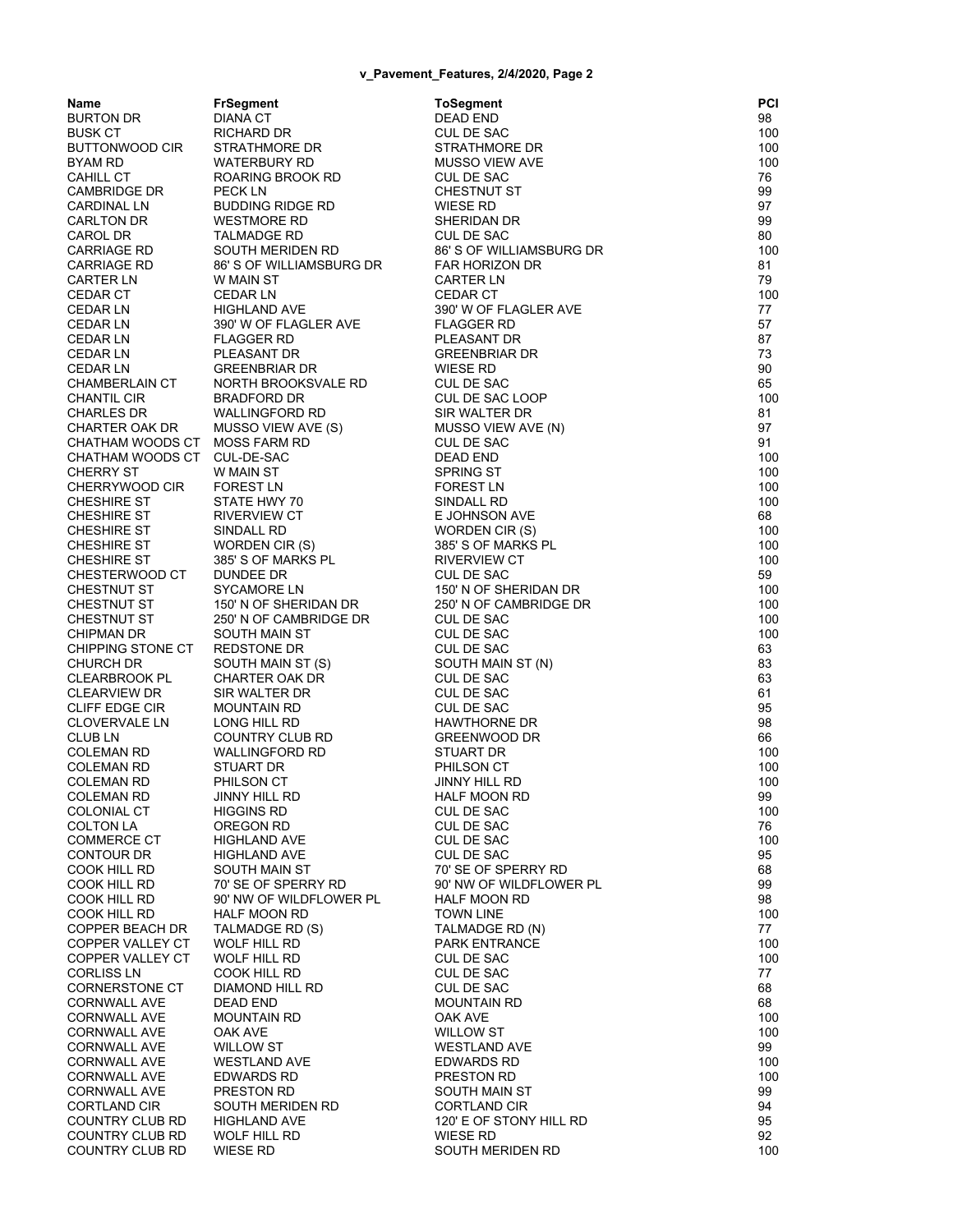| Name | FrSegment | ToSegment | PCI |
|---|---|---|---|
| BURTON DR | DIANA CT | DEAD END | 98 |
| BUSK CT | RICHARD DR | CUL DE SAC | 100 |
| BUTTONWOOD CIR | STRATHMORE DR | STRATHMORE DR | 100 |
| BYAM RD | WATERBURY RD | MUSSO VIEW AVE | 100 |
| CAHILL CT | ROARING BROOK RD | CUL DE SAC | 76 |
| CAMBRIDGE DR | PECK LN | CHESTNUT ST | 99 |
| CARDINAL LN | BUDDING RIDGE RD | WIESE RD | 97 |
| CARLTON DR | WESTMORE RD | SHERIDAN DR | 99 |
| CAROL DR | TALMADGE RD | CUL DE SAC | 80 |
| CARRIAGE RD | SOUTH MERIDEN RD | 86' S OF WILLIAMSBURG DR | 100 |
| CARRIAGE RD | 86' S OF WILLIAMSBURG DR | FAR HORIZON DR | 81 |
| CARTER LN | W MAIN ST | CARTER LN | 79 |
| CEDAR CT | CEDAR LN | CEDAR CT | 100 |
| CEDAR LN | HIGHLAND AVE | 390' W OF FLAGLER AVE | 77 |
| CEDAR LN | 390' W OF FLAGLER AVE | FLAGGER RD | 57 |
| CEDAR LN | FLAGGER RD | PLEASANT DR | 87 |
| CEDAR LN | PLEASANT DR | GREENBRIAR DR | 73 |
| CEDAR LN | GREENBRIAR DR | WIESE RD | 90 |
| CHAMBERLAIN CT | NORTH BROOKSVALE RD | CUL DE SAC | 65 |
| CHANTIL CIR | BRADFORD DR | CUL DE SAC LOOP | 100 |
| CHARLES DR | WALLINGFORD RD | SIR WALTER DR | 81 |
| CHARTER OAK DR | MUSSO VIEW AVE (S) | MUSSO VIEW AVE (N) | 97 |
| CHATHAM WOODS CT | MOSS FARM RD | CUL DE SAC | 91 |
| CHATHAM WOODS CT | CUL-DE-SAC | DEAD END | 100 |
| CHERRY ST | W MAIN ST | SPRING ST | 100 |
| CHERRYWOOD CIR | FOREST LN | FOREST LN | 100 |
| CHESHIRE ST | STATE HWY 70 | SINDALL RD | 100 |
| CHESHIRE ST | RIVERVIEW CT | E JOHNSON AVE | 68 |
| CHESHIRE ST | SINDALL RD | WORDEN CIR (S) | 100 |
| CHESHIRE ST | WORDEN CIR (S) | 385' S OF MARKS PL | 100 |
| CHESHIRE ST | 385' S OF MARKS PL | RIVERVIEW CT | 100 |
| CHESTERWOOD CT | DUNDEE DR | CUL DE SAC | 59 |
| CHESTNUT ST | SYCAMORE LN | 150' N OF SHERIDAN DR | 100 |
| CHESTNUT ST | 150' N OF SHERIDAN DR | 250' N OF CAMBRIDGE DR | 100 |
| CHESTNUT ST | 250' N OF CAMBRIDGE DR | CUL DE SAC | 100 |
| CHIPMAN DR | SOUTH MAIN ST | CUL DE SAC | 100 |
| CHIPPING STONE CT | REDSTONE DR | CUL DE SAC | 63 |
| CHURCH DR | SOUTH MAIN ST (S) | SOUTH MAIN ST (N) | 83 |
| CLEARBROOK PL | CHARTER OAK DR | CUL DE SAC | 63 |
| CLEARVIEW DR | SIR WALTER DR | CUL DE SAC | 61 |
| CLIFF EDGE CIR | MOUNTAIN RD | CUL DE SAC | 95 |
| CLOVERVALE LN | LONG HILL RD | HAWTHORNE DR | 98 |
| CLUB LN | COUNTRY CLUB RD | GREENWOOD DR | 66 |
| COLEMAN RD | WALLINGFORD RD | STUART DR | 100 |
| COLEMAN RD | STUART DR | PHILSON CT | 100 |
| COLEMAN RD | PHILSON CT | JINNY HILL RD | 100 |
| COLEMAN RD | JINNY HILL RD | HALF MOON RD | 99 |
| COLONIAL CT | HIGGINS RD | CUL DE SAC | 100 |
| COLTON LA | OREGON RD | CUL DE SAC | 76 |
| COMMERCE CT | HIGHLAND AVE | CUL DE SAC | 100 |
| CONTOUR DR | HIGHLAND AVE | CUL DE SAC | 95 |
| COOK HILL RD | SOUTH MAIN ST | 70' SE OF SPERRY RD | 68 |
| COOK HILL RD | 70' SE OF SPERRY RD | 90' NW OF WILDFLOWER PL | 99 |
| COOK HILL RD | 90' NW OF WILDFLOWER PL | HALF MOON RD | 98 |
| COOK HILL RD | HALF MOON RD | TOWN LINE | 100 |
| COPPER BEACH DR | TALMADGE RD (S) | TALMADGE RD (N) | 77 |
| COPPER VALLEY CT | WOLF HILL RD | PARK ENTRANCE | 100 |
| COPPER VALLEY CT | WOLF HILL RD | CUL DE SAC | 100 |
| CORLISS LN | COOK HILL RD | CUL DE SAC | 77 |
| CORNERSTONE CT | DIAMOND HILL RD | CUL DE SAC | 68 |
| CORNWALL AVE | DEAD END | MOUNTAIN RD | 68 |
| CORNWALL AVE | MOUNTAIN RD | OAK AVE | 100 |
| CORNWALL AVE | OAK AVE | WILLOW ST | 100 |
| CORNWALL AVE | WILLOW ST | WESTLAND AVE | 99 |
| CORNWALL AVE | WESTLAND AVE | EDWARDS RD | 100 |
| CORNWALL AVE | EDWARDS RD | PRESTON RD | 100 |
| CORNWALL AVE | PRESTON RD | SOUTH MAIN ST | 99 |
| CORTLAND CIR | SOUTH MERIDEN RD | CORTLAND CIR | 94 |
| COUNTRY CLUB RD | HIGHLAND AVE | 120' E OF STONY HILL RD | 95 |
| COUNTRY CLUB RD | WOLF HILL RD | WIESE RD | 92 |
| COUNTRY CLUB RD | WIESE RD | SOUTH MERIDEN RD | 100 |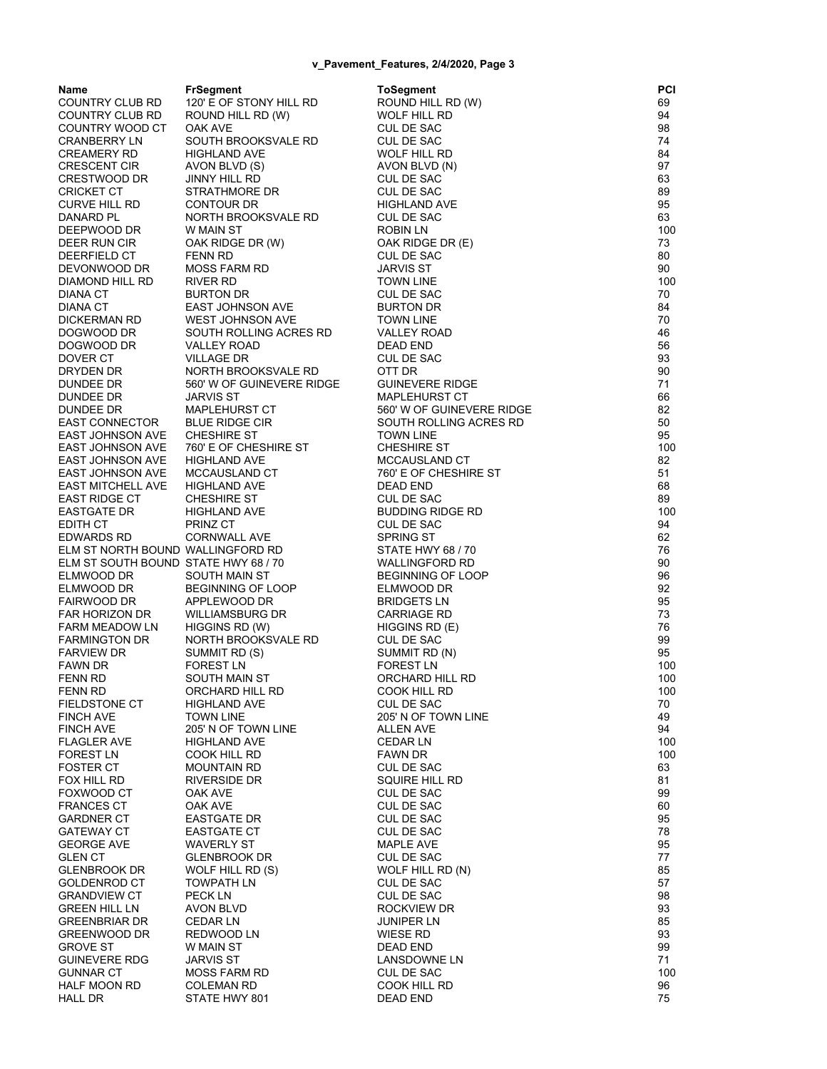| Name | FrSegment | ToSegment | PCI |
|---|---|---|---|
| COUNTRY CLUB RD | 120' E OF STONY HILL RD | ROUND HILL RD (W) | 69 |
| COUNTRY CLUB RD | ROUND HILL RD (W) | WOLF HILL RD | 94 |
| COUNTRY WOOD CT | OAK AVE | CUL DE SAC | 98 |
| CRANBERRY LN | SOUTH BROOKSVALE RD | CUL DE SAC | 74 |
| CREAMERY RD | HIGHLAND AVE | WOLF HILL RD | 84 |
| CRESCENT CIR | AVON BLVD (S) | AVON BLVD (N) | 97 |
| CRESTWOOD DR | JINNY HILL RD | CUL DE SAC | 63 |
| CRICKET CT | STRATHMORE DR | CUL DE SAC | 89 |
| CURVE HILL RD | CONTOUR DR | HIGHLAND AVE | 95 |
| DANARD PL | NORTH BROOKSVALE RD | CUL DE SAC | 63 |
| DEEPWOOD DR | W MAIN ST | ROBIN LN | 100 |
| DEER RUN CIR | OAK RIDGE DR (W) | OAK RIDGE DR (E) | 73 |
| DEERFIELD CT | FENN RD | CUL DE SAC | 80 |
| DEVONWOOD DR | MOSS FARM RD | JARVIS ST | 90 |
| DIAMOND HILL RD | RIVER RD | TOWN LINE | 100 |
| DIANA CT | BURTON DR | CUL DE SAC | 70 |
| DIANA CT | EAST JOHNSON AVE | BURTON DR | 84 |
| DICKERMAN RD | WEST JOHNSON AVE | TOWN LINE | 70 |
| DOGWOOD DR | SOUTH ROLLING ACRES RD | VALLEY ROAD | 46 |
| DOGWOOD DR | VALLEY ROAD | DEAD END | 56 |
| DOVER CT | VILLAGE DR | CUL DE SAC | 93 |
| DRYDEN DR | NORTH BROOKSVALE RD | OTT DR | 90 |
| DUNDEE DR | 560' W OF GUINEVERE RIDGE | GUINEVERE RIDGE | 71 |
| DUNDEE DR | JARVIS ST | MAPLEHURST CT | 66 |
| DUNDEE DR | MAPLEHURST CT | 560' W OF GUINEVERE RIDGE | 82 |
| EAST CONNECTOR | BLUE RIDGE CIR | SOUTH ROLLING ACRES RD | 50 |
| EAST JOHNSON AVE | CHESHIRE ST | TOWN LINE | 95 |
| EAST JOHNSON AVE | 760' E OF CHESHIRE ST | CHESHIRE ST | 100 |
| EAST JOHNSON AVE | HIGHLAND AVE | MCCAUSLAND CT | 82 |
| EAST JOHNSON AVE | MCCAUSLAND CT | 760' E OF CHESHIRE ST | 51 |
| EAST MITCHELL AVE | HIGHLAND AVE | DEAD END | 68 |
| EAST RIDGE CT | CHESHIRE ST | CUL DE SAC | 89 |
| EASTGATE DR | HIGHLAND AVE | BUDDING RIDGE RD | 100 |
| EDITH CT | PRINZ CT | CUL DE SAC | 94 |
| EDWARDS RD | CORNWALL AVE | SPRING ST | 62 |
| ELM ST NORTH BOUND | WALLINGFORD RD | STATE HWY 68 / 70 | 76 |
| ELM ST SOUTH BOUND | STATE HWY 68 / 70 | WALLINGFORD RD | 90 |
| ELMWOOD DR | SOUTH MAIN ST | BEGINNING OF LOOP | 96 |
| ELMWOOD DR | BEGINNING OF LOOP | ELMWOOD DR | 92 |
| FAIRWOOD DR | APPLEWOOD DR | BRIDGETS LN | 95 |
| FAR HORIZON DR | WILLIAMSBURG DR | CARRIAGE RD | 73 |
| FARM MEADOW LN | HIGGINS RD (W) | HIGGINS RD (E) | 76 |
| FARMINGTON DR | NORTH BROOKSVALE RD | CUL DE SAC | 99 |
| FARVIEW DR | SUMMIT RD (S) | SUMMIT RD (N) | 95 |
| FAWN DR | FOREST LN | FOREST LN | 100 |
| FENN RD | SOUTH MAIN ST | ORCHARD HILL RD | 100 |
| FENN RD | ORCHARD HILL RD | COOK HILL RD | 100 |
| FIELDSTONE CT | HIGHLAND AVE | CUL DE SAC | 70 |
| FINCH AVE | TOWN LINE | 205' N OF TOWN LINE | 49 |
| FINCH AVE | 205' N OF TOWN LINE | ALLEN AVE | 94 |
| FLAGLER AVE | HIGHLAND AVE | CEDAR LN | 100 |
| FOREST LN | COOK HILL RD | FAWN DR | 100 |
| FOSTER CT | MOUNTAIN RD | CUL DE SAC | 63 |
| FOX HILL RD | RIVERSIDE DR | SQUIRE HILL RD | 81 |
| FOXWOOD CT | OAK AVE | CUL DE SAC | 99 |
| FRANCES CT | OAK AVE | CUL DE SAC | 60 |
| GARDNER CT | EASTGATE DR | CUL DE SAC | 95 |
| GATEWAY CT | EASTGATE CT | CUL DE SAC | 78 |
| GEORGE AVE | WAVERLY ST | MAPLE AVE | 95 |
| GLEN CT | GLENBROOK DR | CUL DE SAC | 77 |
| GLENBROOK DR | WOLF HILL RD (S) | WOLF HILL RD (N) | 85 |
| GOLDENROD CT | TOWPATH LN | CUL DE SAC | 57 |
| GRANDVIEW CT | PECK LN | CUL DE SAC | 98 |
| GREEN HILL LN | AVON BLVD | ROCKVIEW DR | 93 |
| GREENBRIAR DR | CEDAR LN | JUNIPER LN | 85 |
| GREENWOOD DR | REDWOOD LN | WIESE RD | 93 |
| GROVE ST | W MAIN ST | DEAD END | 99 |
| GUINEVERE RDG | JARVIS ST | LANSDOWNE LN | 71 |
| GUNNAR CT | MOSS FARM RD | CUL DE SAC | 100 |
| HALF MOON RD | COLEMAN RD | COOK HILL RD | 96 |
| HALL DR | STATE HWY 801 | DEAD END | 75 |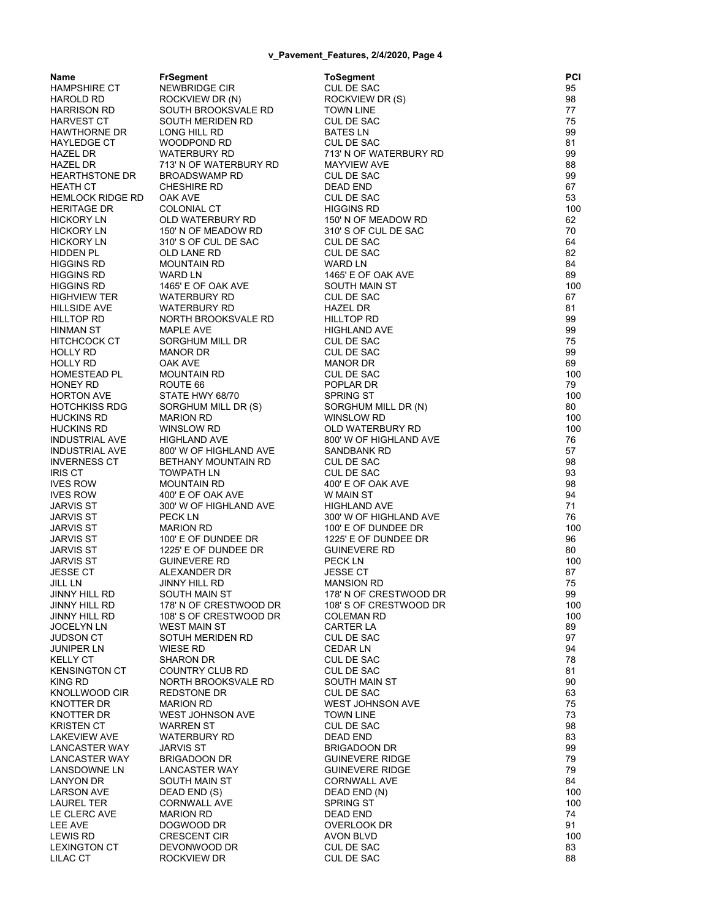| Name | FrSegment | ToSegment | PCI |
|---|---|---|---|
| HAMPSHIRE CT | NEWBRIDGE CIR | CUL DE SAC | 95 |
| HAROLD RD | ROCKVIEW DR (N) | ROCKVIEW DR (S) | 98 |
| HARRISON RD | SOUTH BROOKSVALE RD | TOWN LINE | 77 |
| HARVEST CT | SOUTH MERIDEN RD | CUL DE SAC | 75 |
| HAWTHORNE DR | LONG HILL RD | BATES LN | 99 |
| HAYLEDGE CT | WOODPOND RD | CUL DE SAC | 81 |
| HAZEL DR | WATERBURY RD | 713' N OF WATERBURY RD | 99 |
| HAZEL DR | 713' N OF WATERBURY RD | MAYVIEW AVE | 88 |
| HEARTHSTONE DR | BROADSWAMP RD | CUL DE SAC | 99 |
| HEATH CT | CHESHIRE RD | DEAD END | 67 |
| HEMLOCK RIDGE RD | OAK AVE | CUL DE SAC | 53 |
| HERITAGE DR | COLONIAL CT | HIGGINS RD | 100 |
| HICKORY LN | OLD WATERBURY RD | 150' N OF MEADOW RD | 62 |
| HICKORY LN | 150' N OF MEADOW RD | 310' S OF CUL DE SAC | 70 |
| HICKORY LN | 310' S OF CUL DE SAC | CUL DE SAC | 64 |
| HIDDEN PL | OLD LANE RD | CUL DE SAC | 82 |
| HIGGINS RD | MOUNTAIN RD | WARD LN | 84 |
| HIGGINS RD | WARD LN | 1465' E OF OAK AVE | 89 |
| HIGGINS RD | 1465' E OF OAK AVE | SOUTH MAIN ST | 100 |
| HIGHVIEW TER | WATERBURY RD | CUL DE SAC | 67 |
| HILLSIDE AVE | WATERBURY RD | HAZEL DR | 81 |
| HILLTOP RD | NORTH BROOKSVALE RD | HILLTOP RD | 99 |
| HINMAN ST | MAPLE AVE | HIGHLAND AVE | 99 |
| HITCHCOCK CT | SORGHUM MILL DR | CUL DE SAC | 75 |
| HOLLY RD | MANOR DR | CUL DE SAC | 99 |
| HOLLY RD | OAK AVE | MANOR DR | 69 |
| HOMESTEAD PL | MOUNTAIN RD | CUL DE SAC | 100 |
| HONEY RD | ROUTE 66 | POPLAR DR | 79 |
| HORTON AVE | STATE HWY 68/70 | SPRING ST | 100 |
| HOTCHKISS RDG | SORGHUM MILL DR (S) | SORGHUM MILL DR (N) | 80 |
| HUCKINS RD | MARION RD | WINSLOW RD | 100 |
| HUCKINS RD | WINSLOW RD | OLD WATERBURY RD | 100 |
| INDUSTRIAL AVE | HIGHLAND AVE | 800' W OF HIGHLAND AVE | 76 |
| INDUSTRIAL AVE | 800' W OF HIGHLAND AVE | SANDBANK RD | 57 |
| INVERNESS CT | BETHANY MOUNTAIN RD | CUL DE SAC | 98 |
| IRIS CT | TOWPATH LN | CUL DE SAC | 93 |
| IVES ROW | MOUNTAIN RD | 400' E OF OAK AVE | 98 |
| IVES ROW | 400' E OF OAK AVE | W MAIN ST | 94 |
| JARVIS ST | 300' W OF HIGHLAND AVE | HIGHLAND AVE | 71 |
| JARVIS ST | PECK LN | 300' W OF HIGHLAND AVE | 76 |
| JARVIS ST | MARION RD | 100' E OF DUNDEE DR | 100 |
| JARVIS ST | 100' E OF DUNDEE DR | 1225' E OF DUNDEE DR | 96 |
| JARVIS ST | 1225' E OF DUNDEE DR | GUINEVERE RD | 80 |
| JARVIS ST | GUINEVERE RD | PECK LN | 100 |
| JESSE CT | ALEXANDER DR | JESSE CT | 87 |
| JILL LN | JINNY HILL RD | MANSION RD | 75 |
| JINNY HILL RD | SOUTH MAIN ST | 178' N OF CRESTWOOD DR | 99 |
| JINNY HILL RD | 178' N OF CRESTWOOD DR | 108' S OF CRESTWOOD DR | 100 |
| JINNY HILL RD | 108' S OF CRESTWOOD DR | COLEMAN RD | 100 |
| JOCELYN LN | WEST MAIN ST | CARTER LA | 89 |
| JUDSON CT | SOTUH MERIDEN RD | CUL DE SAC | 97 |
| JUNIPER LN | WIESE RD | CEDAR LN | 94 |
| KELLY CT | SHARON DR | CUL DE SAC | 78 |
| KENSINGTON CT | COUNTRY CLUB RD | CUL DE SAC | 81 |
| KING RD | NORTH BROOKSVALE RD | SOUTH MAIN ST | 90 |
| KNOLLWOOD CIR | REDSTONE DR | CUL DE SAC | 63 |
| KNOTTER DR | MARION RD | WEST JOHNSON AVE | 75 |
| KNOTTER DR | WEST JOHNSON AVE | TOWN LINE | 73 |
| KRISTEN CT | WARREN ST | CUL DE SAC | 98 |
| LAKEVIEW AVE | WATERBURY RD | DEAD END | 83 |
| LANCASTER WAY | JARVIS ST | BRIGADOON DR | 99 |
| LANCASTER WAY | BRIGADOON DR | GUINEVERE RIDGE | 79 |
| LANSDOWNE LN | LANCASTER WAY | GUINEVERE RIDGE | 79 |
| LANYON DR | SOUTH MAIN ST | CORNWALL AVE | 84 |
| LARSON AVE | DEAD END (S) | DEAD END (N) | 100 |
| LAUREL TER | CORNWALL AVE | SPRING ST | 100 |
| LE CLERC AVE | MARION RD | DEAD END | 74 |
| LEE AVE | DOGWOOD DR | OVERLOOK DR | 91 |
| LEWIS RD | CRESCENT CIR | AVON BLVD | 100 |
| LEXINGTON CT | DEVONWOOD DR | CUL DE SAC | 83 |
| LILAC CT | ROCKVIEW DR | CUL DE SAC | 88 |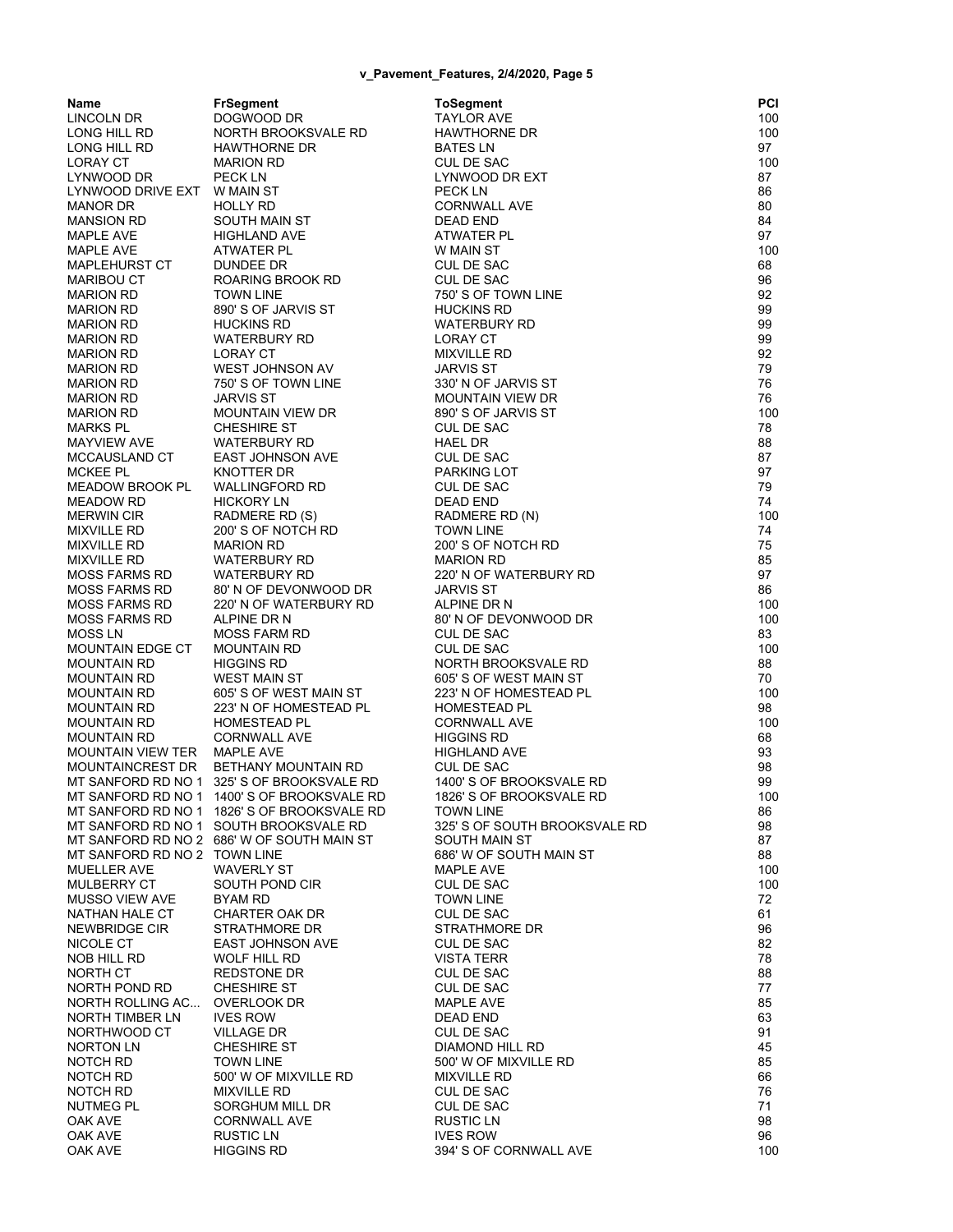| Name | FrSegment | ToSegment | PCI |
|---|---|---|---|
| LINCOLN DR | DOGWOOD DR | TAYLOR AVE | 100 |
| LONG HILL RD | NORTH BROOKSVALE RD | HAWTHORNE DR | 100 |
| LONG HILL RD | HAWTHORNE DR | BATES LN | 97 |
| LORAY CT | MARION RD | CUL DE SAC | 100 |
| LYNWOOD DR | PECK LN | LYNWOOD DR EXT | 87 |
| LYNWOOD DRIVE EXT | W MAIN ST | PECK LN | 86 |
| MANOR DR | HOLLY RD | CORNWALL AVE | 80 |
| MANSION RD | SOUTH MAIN ST | DEAD END | 84 |
| MAPLE AVE | HIGHLAND AVE | ATWATER PL | 97 |
| MAPLE AVE | ATWATER PL | W MAIN ST | 100 |
| MAPLEHURST CT | DUNDEE DR | CUL DE SAC | 68 |
| MARIBOU CT | ROARING BROOK RD | CUL DE SAC | 96 |
| MARION RD | TOWN LINE | 750' S OF TOWN LINE | 92 |
| MARION RD | 890' S OF JARVIS ST | HUCKINS RD | 99 |
| MARION RD | HUCKINS RD | WATERBURY RD | 99 |
| MARION RD | WATERBURY RD | LORAY CT | 99 |
| MARION RD | LORAY CT | MIXVILLE RD | 92 |
| MARION RD | WEST JOHNSON AV | JARVIS ST | 79 |
| MARION RD | 750' S OF TOWN LINE | 330' N OF JARVIS ST | 76 |
| MARION RD | JARVIS ST | MOUNTAIN VIEW DR | 76 |
| MARION RD | MOUNTAIN VIEW DR | 890' S OF JARVIS ST | 100 |
| MARKS PL | CHESHIRE ST | CUL DE SAC | 78 |
| MAYVIEW AVE | WATERBURY RD | HAEL DR | 88 |
| MCCAUSLAND CT | EAST JOHNSON AVE | CUL DE SAC | 87 |
| MCKEE PL | KNOTTER DR | PARKING LOT | 97 |
| MEADOW BROOK PL | WALLINGFORD RD | CUL DE SAC | 79 |
| MEADOW RD | HICKORY LN | DEAD END | 74 |
| MERWIN CIR | RADMERE RD (S) | RADMERE RD (N) | 100 |
| MIXVILLE RD | 200' S OF NOTCH RD | TOWN LINE | 74 |
| MIXVILLE RD | MARION RD | 200' S OF NOTCH RD | 75 |
| MIXVILLE RD | WATERBURY RD | MARION RD | 85 |
| MOSS FARMS RD | WATERBURY RD | 220' N OF WATERBURY RD | 97 |
| MOSS FARMS RD | 80' N OF DEVONWOOD DR | JARVIS ST | 86 |
| MOSS FARMS RD | 220' N OF WATERBURY RD | ALPINE DR N | 100 |
| MOSS FARMS RD | ALPINE DR N | 80' N OF DEVONWOOD DR | 100 |
| MOSS LN | MOSS FARM RD | CUL DE SAC | 83 |
| MOUNTAIN EDGE CT | MOUNTAIN RD | CUL DE SAC | 100 |
| MOUNTAIN RD | HIGGINS RD | NORTH BROOKSVALE RD | 88 |
| MOUNTAIN RD | WEST MAIN ST | 605' S OF WEST MAIN ST | 70 |
| MOUNTAIN RD | 605' S OF WEST MAIN ST | 223' N OF HOMESTEAD PL | 100 |
| MOUNTAIN RD | 223' N OF HOMESTEAD PL | HOMESTEAD PL | 98 |
| MOUNTAIN RD | HOMESTEAD PL | CORNWALL AVE | 100 |
| MOUNTAIN RD | CORNWALL AVE | HIGGINS RD | 68 |
| MOUNTAIN VIEW TER | MAPLE AVE | HIGHLAND AVE | 93 |
| MOUNTAINCREST DR | BETHANY MOUNTAIN RD | CUL DE SAC | 98 |
| MT SANFORD RD NO 1 | 325' S OF BROOKSVALE RD | 1400' S OF BROOKSVALE RD | 99 |
| MT SANFORD RD NO 1 | 1400' S OF BROOKSVALE RD | 1826' S OF BROOKSVALE RD | 100 |
| MT SANFORD RD NO 1 | 1826' S OF BROOKSVALE RD | TOWN LINE | 86 |
| MT SANFORD RD NO 1 | SOUTH BROOKSVALE RD | 325' S OF SOUTH BROOKSVALE RD | 98 |
| MT SANFORD RD NO 2 | 686' W OF SOUTH MAIN ST | SOUTH MAIN ST | 87 |
| MT SANFORD RD NO 2 | TOWN LINE | 686' W OF SOUTH MAIN ST | 88 |
| MUELLER AVE | WAVERLY ST | MAPLE AVE | 100 |
| MULBERRY CT | SOUTH POND CIR | CUL DE SAC | 100 |
| MUSSO VIEW AVE | BYAM RD | TOWN LINE | 72 |
| NATHAN HALE CT | CHARTER OAK DR | CUL DE SAC | 61 |
| NEWBRIDGE CIR | STRATHMORE DR | STRATHMORE DR | 96 |
| NICOLE CT | EAST JOHNSON AVE | CUL DE SAC | 82 |
| NOB HILL RD | WOLF HILL RD | VISTA TERR | 78 |
| NORTH CT | REDSTONE DR | CUL DE SAC | 88 |
| NORTH POND RD | CHESHIRE ST | CUL DE SAC | 77 |
| NORTH ROLLING AC... | OVERLOOK DR | MAPLE AVE | 85 |
| NORTH TIMBER LN | IVES ROW | DEAD END | 63 |
| NORTHWOOD CT | VILLAGE DR | CUL DE SAC | 91 |
| NORTON LN | CHESHIRE ST | DIAMOND HILL RD | 45 |
| NOTCH RD | TOWN LINE | 500' W OF MIXVILLE RD | 85 |
| NOTCH RD | 500' W OF MIXVILLE RD | MIXVILLE RD | 66 |
| NOTCH RD | MIXVILLE RD | CUL DE SAC | 76 |
| NUTMEG PL | SORGHUM MILL DR | CUL DE SAC | 71 |
| OAK AVE | CORNWALL AVE | RUSTIC LN | 98 |
| OAK AVE | RUSTIC LN | IVES ROW | 96 |
| OAK AVE | HIGGINS RD | 394' S OF CORNWALL AVE | 100 |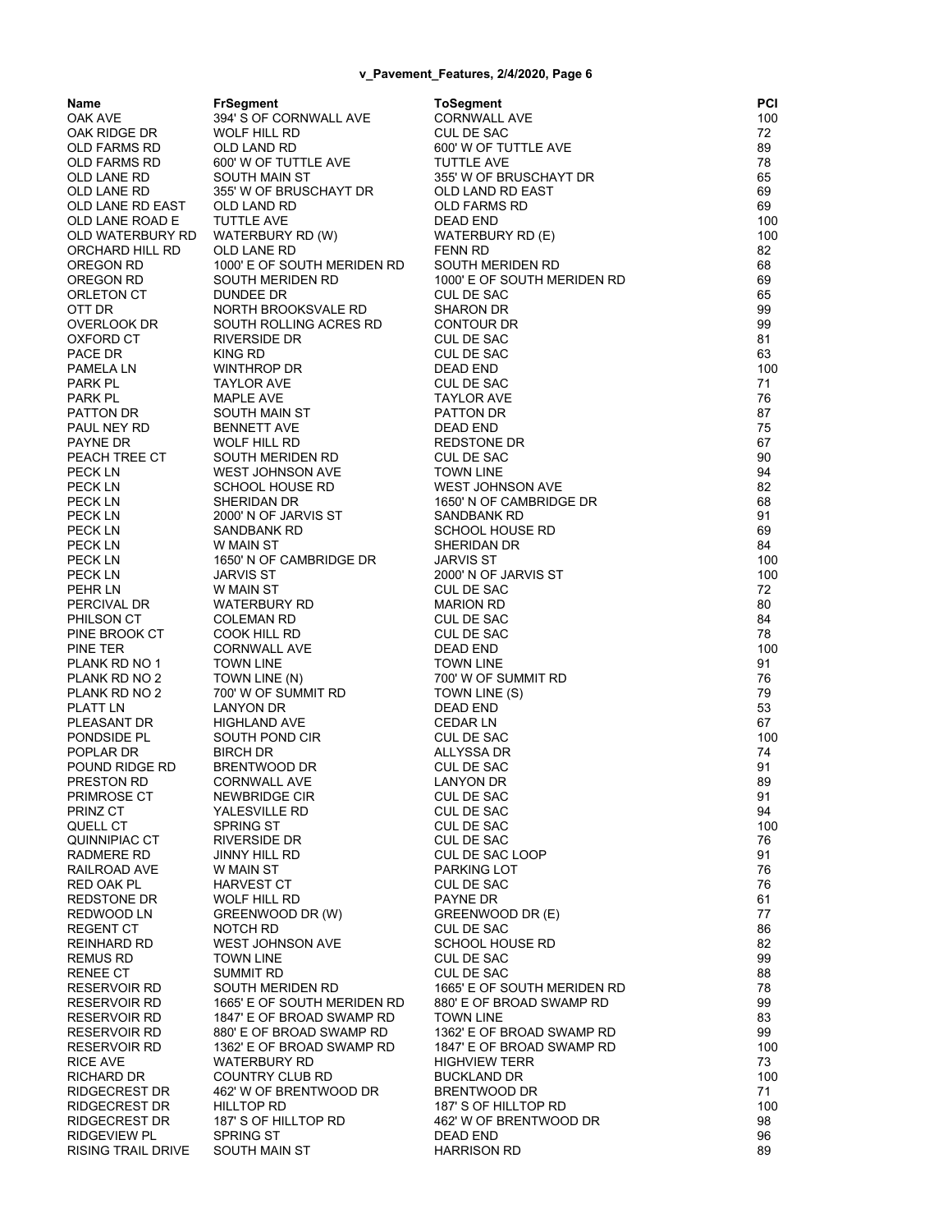| Name | FrSegment | ToSegment | PCI |
|---|---|---|---|
| OAK AVE | 394' S OF CORNWALL AVE | CORNWALL AVE | 100 |
| OAK RIDGE DR | WOLF HILL RD | CUL DE SAC | 72 |
| OLD FARMS RD | OLD LAND RD | 600' W OF TUTTLE AVE | 89 |
| OLD FARMS RD | 600' W OF TUTTLE AVE | TUTTLE AVE | 78 |
| OLD LANE RD | SOUTH MAIN ST | 355' W OF BRUSCHAYT DR | 65 |
| OLD LANE RD | 355' W OF BRUSCHAYT DR | OLD LAND RD EAST | 69 |
| OLD LANE RD EAST | OLD LAND RD | OLD FARMS RD | 69 |
| OLD LANE ROAD E | TUTTLE AVE | DEAD END | 100 |
| OLD WATERBURY RD | WATERBURY RD (W) | WATERBURY RD (E) | 100 |
| ORCHARD HILL RD | OLD LANE RD | FENN RD | 82 |
| OREGON RD | 1000' E OF SOUTH MERIDEN RD | SOUTH MERIDEN RD | 68 |
| OREGON RD | SOUTH MERIDEN RD | 1000' E OF SOUTH MERIDEN RD | 69 |
| ORLETON CT | DUNDEE DR | CUL DE SAC | 65 |
| OTT DR | NORTH BROOKSVALE RD | SHARON DR | 99 |
| OVERLOOK DR | SOUTH ROLLING ACRES RD | CONTOUR DR | 99 |
| OXFORD CT | RIVERSIDE DR | CUL DE SAC | 81 |
| PACE DR | KING RD | CUL DE SAC | 63 |
| PAMELA LN | WINTHROP DR | DEAD END | 100 |
| PARK PL | TAYLOR AVE | CUL DE SAC | 71 |
| PARK PL | MAPLE AVE | TAYLOR AVE | 76 |
| PATTON DR | SOUTH MAIN ST | PATTON DR | 87 |
| PAUL NEY RD | BENNETT AVE | DEAD END | 75 |
| PAYNE DR | WOLF HILL RD | REDSTONE DR | 67 |
| PEACH TREE CT | SOUTH MERIDEN RD | CUL DE SAC | 90 |
| PECK LN | WEST JOHNSON AVE | TOWN LINE | 94 |
| PECK LN | SCHOOL HOUSE RD | WEST JOHNSON AVE | 82 |
| PECK LN | SHERIDAN DR | 1650' N OF CAMBRIDGE DR | 68 |
| PECK LN | 2000' N OF JARVIS ST | SANDBANK RD | 91 |
| PECK LN | SANDBANK RD | SCHOOL HOUSE RD | 69 |
| PECK LN | W MAIN ST | SHERIDAN DR | 84 |
| PECK LN | 1650' N OF CAMBRIDGE DR | JARVIS ST | 100 |
| PECK LN | JARVIS ST | 2000' N OF JARVIS ST | 100 |
| PEHR LN | W MAIN ST | CUL DE SAC | 72 |
| PERCIVAL DR | WATERBURY RD | MARION RD | 80 |
| PHILSON CT | COLEMAN RD | CUL DE SAC | 84 |
| PINE BROOK CT | COOK HILL RD | CUL DE SAC | 78 |
| PINE TER | CORNWALL AVE | DEAD END | 100 |
| PLANK RD NO 1 | TOWN LINE | TOWN LINE | 91 |
| PLANK RD NO 2 | TOWN LINE (N) | 700' W OF SUMMIT RD | 76 |
| PLANK RD NO 2 | 700' W OF SUMMIT RD | TOWN LINE (S) | 79 |
| PLATT LN | LANYON DR | DEAD END | 53 |
| PLEASANT DR | HIGHLAND AVE | CEDAR LN | 67 |
| PONDSIDE PL | SOUTH POND CIR | CUL DE SAC | 100 |
| POPLAR DR | BIRCH DR | ALLYSSA DR | 74 |
| POUND RIDGE RD | BRENTWOOD DR | CUL DE SAC | 91 |
| PRESTON RD | CORNWALL AVE | LANYON DR | 89 |
| PRIMROSE CT | NEWBRIDGE CIR | CUL DE SAC | 91 |
| PRINZ CT | YALESVILLE RD | CUL DE SAC | 94 |
| QUELL CT | SPRING ST | CUL DE SAC | 100 |
| QUINNIPIAC CT | RIVERSIDE DR | CUL DE SAC | 76 |
| RADMERE RD | JINNY HILL RD | CUL DE SAC LOOP | 91 |
| RAILROAD AVE | W MAIN ST | PARKING LOT | 76 |
| RED OAK PL | HARVEST CT | CUL DE SAC | 76 |
| REDSTONE DR | WOLF HILL RD | PAYNE DR | 61 |
| REDWOOD LN | GREENWOOD DR (W) | GREENWOOD DR (E) | 77 |
| REGENT CT | NOTCH RD | CUL DE SAC | 86 |
| REINHARD RD | WEST JOHNSON AVE | SCHOOL HOUSE RD | 82 |
| REMUS RD | TOWN LINE | CUL DE SAC | 99 |
| RENEE CT | SUMMIT RD | CUL DE SAC | 88 |
| RESERVOIR RD | SOUTH MERIDEN RD | 1665' E OF SOUTH MERIDEN RD | 78 |
| RESERVOIR RD | 1665' E OF SOUTH MERIDEN RD | 880' E OF BROAD SWAMP RD | 99 |
| RESERVOIR RD | 1847' E OF BROAD SWAMP RD | TOWN LINE | 83 |
| RESERVOIR RD | 880' E OF BROAD SWAMP RD | 1362' E OF BROAD SWAMP RD | 99 |
| RESERVOIR RD | 1362' E OF BROAD SWAMP RD | 1847' E OF BROAD SWAMP RD | 100 |
| RICE AVE | WATERBURY RD | HIGHVIEW TERR | 73 |
| RICHARD DR | COUNTRY CLUB RD | BUCKLAND DR | 100 |
| RIDGECREST DR | 462' W OF BRENTWOOD DR | BRENTWOOD DR | 71 |
| RIDGECREST DR | HILLTOP RD | 187' S OF HILLTOP RD | 100 |
| RIDGECREST DR | 187' S OF HILLTOP RD | 462' W OF BRENTWOOD DR | 98 |
| RIDGEVIEW PL | SPRING ST | DEAD END | 96 |
| RISING TRAIL DRIVE | SOUTH MAIN ST | HARRISON RD | 89 |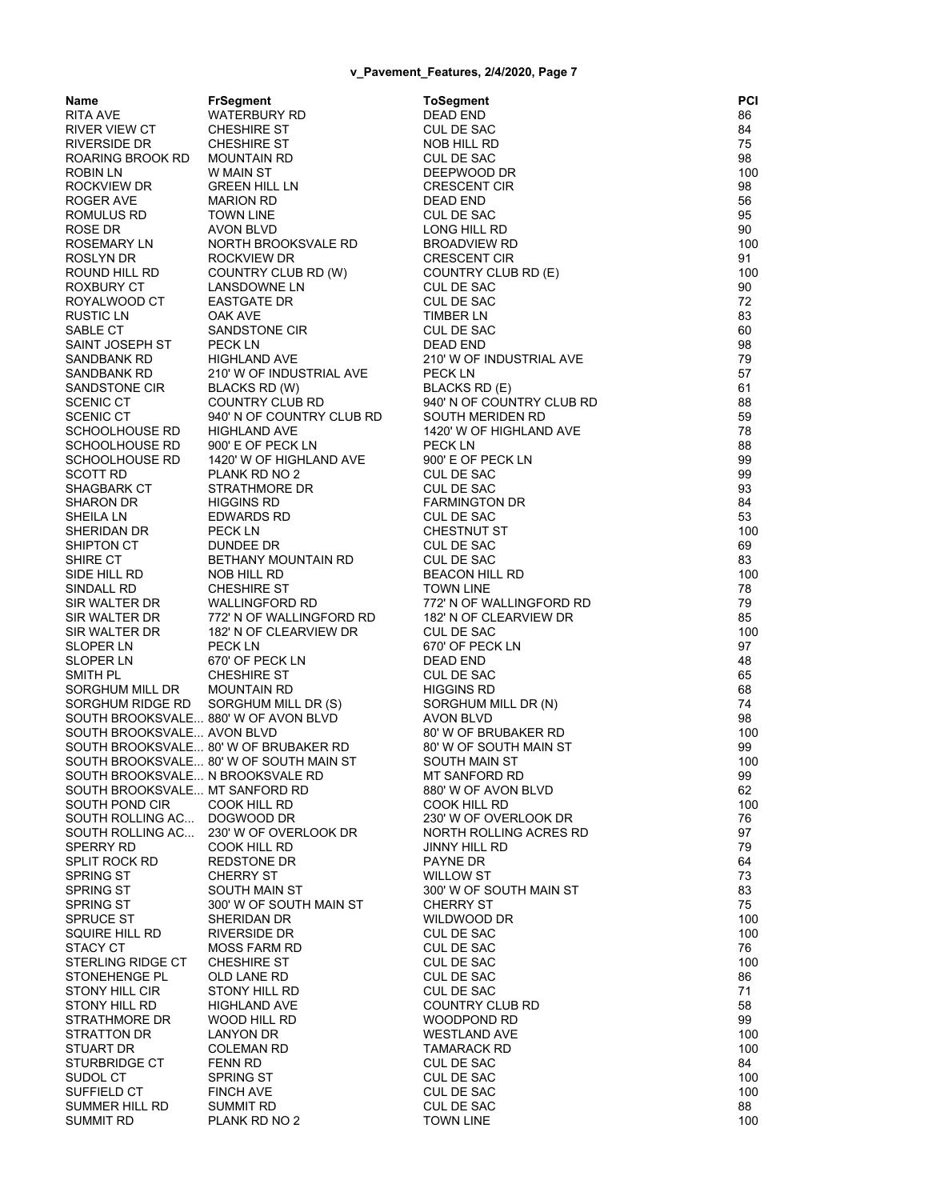| Name | FrSegment | ToSegment | PCI |
|---|---|---|---|
| RITA AVE | WATERBURY RD | DEAD END | 86 |
| RIVER VIEW CT | CHESHIRE ST | CUL DE SAC | 84 |
| RIVERSIDE DR | CHESHIRE ST | NOB HILL RD | 75 |
| ROARING BROOK RD | MOUNTAIN RD | CUL DE SAC | 98 |
| ROBIN LN | W MAIN ST | DEEPWOOD DR | 100 |
| ROCKVIEW DR | GREEN HILL LN | CRESCENT CIR | 98 |
| ROGER AVE | MARION RD | DEAD END | 56 |
| ROMULUS RD | TOWN LINE | CUL DE SAC | 95 |
| ROSE DR | AVON BLVD | LONG HILL RD | 90 |
| ROSEMARY LN | NORTH BROOKSVALE RD | BROADVIEW RD | 100 |
| ROSLYN DR | ROCKVIEW DR | CRESCENT CIR | 91 |
| ROUND HILL RD | COUNTRY CLUB RD (W) | COUNTRY CLUB RD (E) | 100 |
| ROXBURY CT | LANSDOWNE LN | CUL DE SAC | 90 |
| ROYALWOOD CT | EASTGATE DR | CUL DE SAC | 72 |
| RUSTIC LN | OAK AVE | TIMBER LN | 83 |
| SABLE CT | SANDSTONE CIR | CUL DE SAC | 60 |
| SAINT JOSEPH ST | PECK LN | DEAD END | 98 |
| SANDBANK RD | HIGHLAND AVE | 210' W OF INDUSTRIAL AVE | 79 |
| SANDBANK RD | 210' W OF INDUSTRIAL AVE | PECK LN | 57 |
| SANDSTONE CIR | BLACKS RD (W) | BLACKS RD (E) | 61 |
| SCENIC CT | COUNTRY CLUB RD | 940' N OF COUNTRY CLUB RD | 88 |
| SCENIC CT | 940' N OF COUNTRY CLUB RD | SOUTH MERIDEN RD | 59 |
| SCHOOLHOUSE RD | HIGHLAND AVE | 1420' W OF HIGHLAND AVE | 78 |
| SCHOOLHOUSE RD | 900' E OF PECK LN | PECK LN | 88 |
| SCHOOLHOUSE RD | 1420' W OF HIGHLAND AVE | 900' E OF PECK LN | 99 |
| SCOTT RD | PLANK RD NO 2 | CUL DE SAC | 99 |
| SHAGBARK CT | STRATHMORE DR | CUL DE SAC | 93 |
| SHARON DR | HIGGINS RD | FARMINGTON DR | 84 |
| SHEILA LN | EDWARDS RD | CUL DE SAC | 53 |
| SHERIDAN DR | PECK LN | CHESTNUT ST | 100 |
| SHIPTON CT | DUNDEE DR | CUL DE SAC | 69 |
| SHIRE CT | BETHANY MOUNTAIN RD | CUL DE SAC | 83 |
| SIDE HILL RD | NOB HILL RD | BEACON HILL RD | 100 |
| SINDALL RD | CHESHIRE ST | TOWN LINE | 78 |
| SIR WALTER DR | WALLINGFORD RD | 772' N OF WALLINGFORD RD | 79 |
| SIR WALTER DR | 772' N OF WALLINGFORD RD | 182' N OF CLEARVIEW DR | 85 |
| SIR WALTER DR | 182' N OF CLEARVIEW DR | CUL DE SAC | 100 |
| SLOPER LN | PECK LN | 670' OF PECK LN | 97 |
| SLOPER LN | 670' OF PECK LN | DEAD END | 48 |
| SMITH PL | CHESHIRE ST | CUL DE SAC | 65 |
| SORGHUM MILL DR | MOUNTAIN RD | HIGGINS RD | 68 |
| SORGHUM RIDGE RD | SORGHUM MILL DR (S) | SORGHUM MILL DR (N) | 74 |
| SOUTH BROOKSVALE... | 880' W OF AVON BLVD | AVON BLVD | 98 |
| SOUTH BROOKSVALE... | AVON BLVD | 80' W OF BRUBAKER RD | 100 |
| SOUTH BROOKSVALE... | 80' W OF BRUBAKER RD | 80' W OF SOUTH MAIN ST | 99 |
| SOUTH BROOKSVALE... | 80' W OF SOUTH MAIN ST | SOUTH MAIN ST | 100 |
| SOUTH BROOKSVALE... | N BROOKSVALE RD | MT SANFORD RD | 99 |
| SOUTH BROOKSVALE... | MT SANFORD RD | 880' W OF AVON BLVD | 62 |
| SOUTH POND CIR | COOK HILL RD | COOK HILL RD | 100 |
| SOUTH ROLLING AC... | DOGWOOD DR | 230' W OF OVERLOOK DR | 76 |
| SOUTH ROLLING AC... | 230' W OF OVERLOOK DR | NORTH ROLLING ACRES RD | 97 |
| SPERRY RD | COOK HILL RD | JINNY HILL RD | 79 |
| SPLIT ROCK RD | REDSTONE DR | PAYNE DR | 64 |
| SPRING ST | CHERRY ST | WILLOW ST | 73 |
| SPRING ST | SOUTH MAIN ST | 300' W OF SOUTH MAIN ST | 83 |
| SPRING ST | 300' W OF SOUTH MAIN ST | CHERRY ST | 75 |
| SPRUCE ST | SHERIDAN DR | WILDWOOD DR | 100 |
| SQUIRE HILL RD | RIVERSIDE DR | CUL DE SAC | 100 |
| STACY CT | MOSS FARM RD | CUL DE SAC | 76 |
| STERLING RIDGE CT | CHESHIRE ST | CUL DE SAC | 100 |
| STONEHENGE PL | OLD LANE RD | CUL DE SAC | 86 |
| STONY HILL CIR | STONY HILL RD | CUL DE SAC | 71 |
| STONY HILL RD | HIGHLAND AVE | COUNTRY CLUB RD | 58 |
| STRATHMORE DR | WOOD HILL RD | WOODPOND RD | 99 |
| STRATTON DR | LANYON DR | WESTLAND AVE | 100 |
| STUART DR | COLEMAN RD | TAMARACK RD | 100 |
| STURBRIDGE CT | FENN RD | CUL DE SAC | 84 |
| SUDOL CT | SPRING ST | CUL DE SAC | 100 |
| SUFFIELD CT | FINCH AVE | CUL DE SAC | 100 |
| SUMMER HILL RD | SUMMIT RD | CUL DE SAC | 88 |
| SUMMIT RD | PLANK RD NO 2 | TOWN LINE | 100 |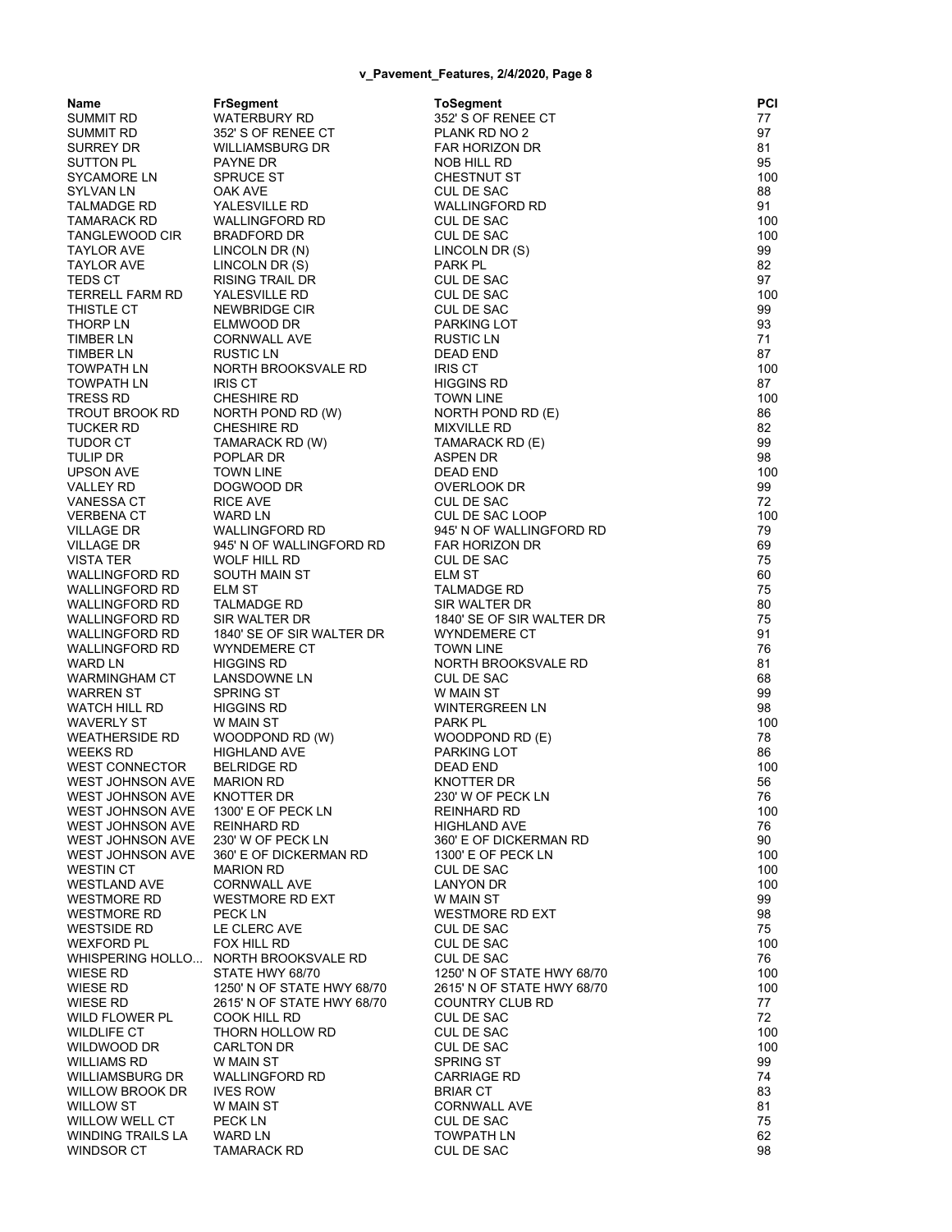| Name | FrSegment | ToSegment | PCI |
|---|---|---|---|
| SUMMIT RD | WATERBURY RD | 352' S OF RENEE CT | 77 |
| SUMMIT RD | 352' S OF RENEE CT | PLANK RD NO 2 | 97 |
| SURREY DR | WILLIAMSBURG DR | FAR HORIZON DR | 81 |
| SUTTON PL | PAYNE DR | NOB HILL RD | 95 |
| SYCAMORE LN | SPRUCE ST | CHESTNUT ST | 100 |
| SYLVAN LN | OAK AVE | CUL DE SAC | 88 |
| TALMADGE RD | YALESVILLE RD | WALLINGFORD RD | 91 |
| TAMARACK RD | WALLINGFORD RD | CUL DE SAC | 100 |
| TANGLEWOOD CIR | BRADFORD DR | CUL DE SAC | 100 |
| TAYLOR AVE | LINCOLN DR (N) | LINCOLN DR (S) | 99 |
| TAYLOR AVE | LINCOLN DR (S) | PARK PL | 82 |
| TEDS CT | RISING TRAIL DR | CUL DE SAC | 97 |
| TERRELL FARM RD | YALESVILLE RD | CUL DE SAC | 100 |
| THISTLE CT | NEWBRIDGE CIR | CUL DE SAC | 99 |
| THORP LN | ELMWOOD DR | PARKING LOT | 93 |
| TIMBER LN | CORNWALL AVE | RUSTIC LN | 71 |
| TIMBER LN | RUSTIC LN | DEAD END | 87 |
| TOWPATH LN | NORTH BROOKSVALE RD | IRIS CT | 100 |
| TOWPATH LN | IRIS CT | HIGGINS RD | 87 |
| TRESS RD | CHESHIRE RD | TOWN LINE | 100 |
| TROUT BROOK RD | NORTH POND RD (W) | NORTH POND RD (E) | 86 |
| TUCKER RD | CHESHIRE RD | MIXVILLE RD | 82 |
| TUDOR CT | TAMARACK RD (W) | TAMARACK RD (E) | 99 |
| TULIP DR | POPLAR DR | ASPEN DR | 98 |
| UPSON AVE | TOWN LINE | DEAD END | 100 |
| VALLEY RD | DOGWOOD DR | OVERLOOK DR | 99 |
| VANESSA CT | RICE AVE | CUL DE SAC | 72 |
| VERBENA CT | WARD LN | CUL DE SAC LOOP | 100 |
| VILLAGE DR | WALLINGFORD RD | 945' N OF WALLINGFORD RD | 79 |
| VILLAGE DR | 945' N OF WALLINGFORD RD | FAR HORIZON DR | 69 |
| VISTA TER | WOLF HILL RD | CUL DE SAC | 75 |
| WALLINGFORD RD | SOUTH MAIN ST | ELM ST | 60 |
| WALLINGFORD RD | ELM ST | TALMADGE RD | 75 |
| WALLINGFORD RD | TALMADGE RD | SIR WALTER DR | 80 |
| WALLINGFORD RD | SIR WALTER DR | 1840' SE OF SIR WALTER DR | 75 |
| WALLINGFORD RD | 1840' SE OF SIR WALTER DR | WYNDEMERE CT | 91 |
| WALLINGFORD RD | WYNDEMERE CT | TOWN LINE | 76 |
| WARD LN | HIGGINS RD | NORTH BROOKSVALE RD | 81 |
| WARMINGHAM CT | LANSDOWNE LN | CUL DE SAC | 68 |
| WARREN ST | SPRING ST | W MAIN ST | 99 |
| WATCH HILL RD | HIGGINS RD | WINTERGREEN LN | 98 |
| WAVERLY ST | W MAIN ST | PARK PL | 100 |
| WEATHERSIDE RD | WOODPOND RD (W) | WOODPOND RD (E) | 78 |
| WEEKS RD | HIGHLAND AVE | PARKING LOT | 86 |
| WEST CONNECTOR | BELRIDGE RD | DEAD END | 100 |
| WEST JOHNSON AVE | MARION RD | KNOTTER DR | 56 |
| WEST JOHNSON AVE | KNOTTER DR | 230' W OF PECK LN | 76 |
| WEST JOHNSON AVE | 1300' E OF PECK LN | REINHARD RD | 100 |
| WEST JOHNSON AVE | REINHARD RD | HIGHLAND AVE | 76 |
| WEST JOHNSON AVE | 230' W OF PECK LN | 360' E OF DICKERMAN RD | 90 |
| WEST JOHNSON AVE | 360' E OF DICKERMAN RD | 1300' E OF PECK LN | 100 |
| WESTIN CT | MARION RD | CUL DE SAC | 100 |
| WESTLAND AVE | CORNWALL AVE | LANYON DR | 100 |
| WESTMORE RD | WESTMORE RD EXT | W MAIN ST | 99 |
| WESTMORE RD | PECK LN | WESTMORE RD EXT | 98 |
| WESTSIDE RD | LE CLERC AVE | CUL DE SAC | 75 |
| WEXFORD PL | FOX HILL RD | CUL DE SAC | 100 |
| WHISPERING HOLLO... | NORTH BROOKSVALE RD | CUL DE SAC | 76 |
| WIESE RD | STATE HWY 68/70 | 1250' N OF STATE HWY 68/70 | 100 |
| WIESE RD | 1250' N OF STATE HWY 68/70 | 2615' N OF STATE HWY 68/70 | 100 |
| WIESE RD | 2615' N OF STATE HWY 68/70 | COUNTRY CLUB RD | 77 |
| WILD FLOWER PL | COOK HILL RD | CUL DE SAC | 72 |
| WILDLIFE CT | THORN HOLLOW RD | CUL DE SAC | 100 |
| WILDWOOD DR | CARLTON DR | CUL DE SAC | 100 |
| WILLIAMS RD | W MAIN ST | SPRING ST | 99 |
| WILLIAMSBURG DR | WALLINGFORD RD | CARRIAGE RD | 74 |
| WILLOW BROOK DR | IVES ROW | BRIAR CT | 83 |
| WILLOW ST | W MAIN ST | CORNWALL AVE | 81 |
| WILLOW WELL CT | PECK LN | CUL DE SAC | 75 |
| WINDING TRAILS LA | WARD LN | TOWPATH LN | 62 |
| WINDSOR CT | TAMARACK RD | CUL DE SAC | 98 |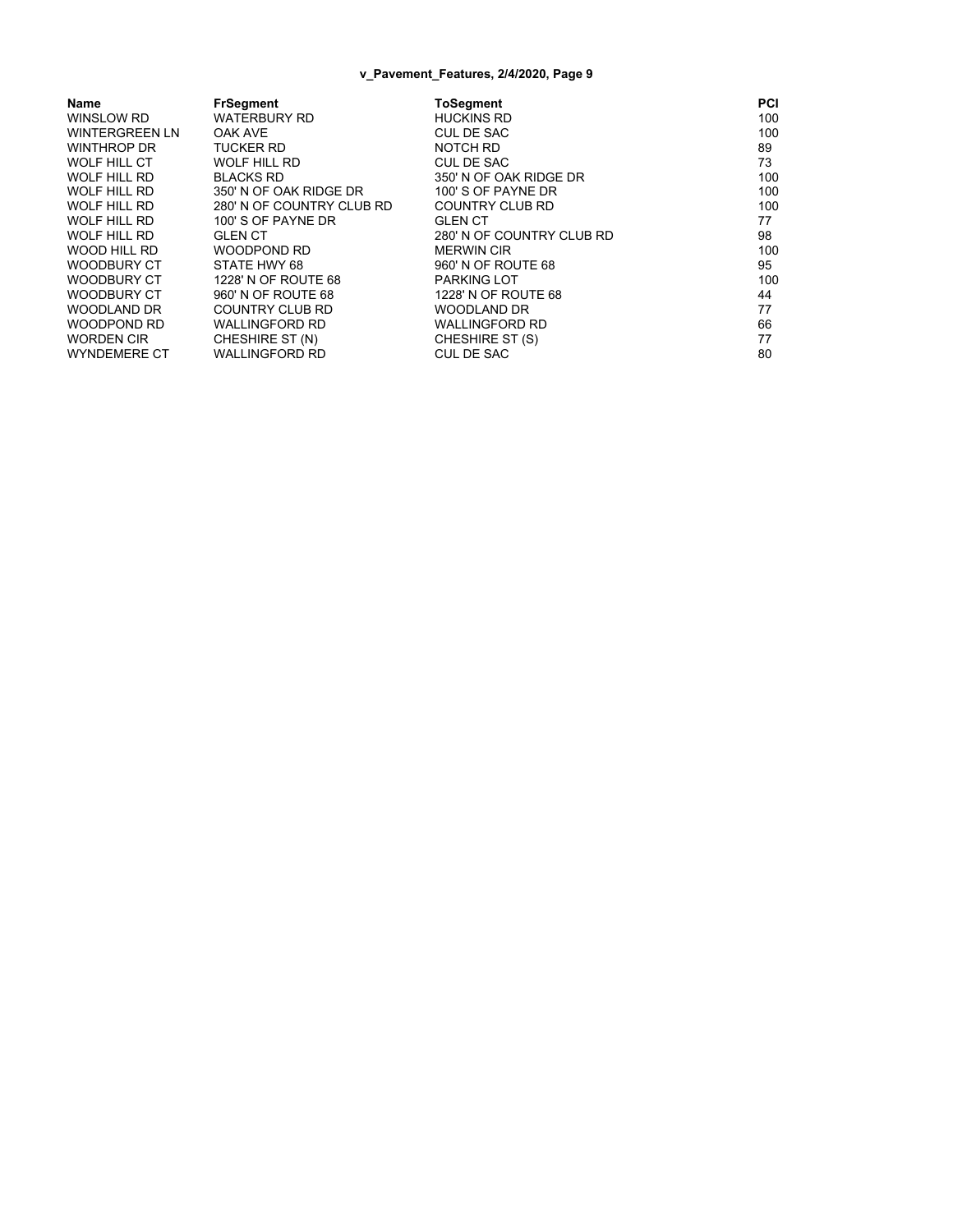| Name | FrSegment | ToSegment | PCI |
|---|---|---|---|
| WINSLOW RD | WATERBURY RD | HUCKINS RD | 100 |
| WINTERGREEN LN | OAK AVE | CUL DE SAC | 100 |
| WINTHROP DR | TUCKER RD | NOTCH RD | 89 |
| WOLF HILL CT | WOLF HILL RD | CUL DE SAC | 73 |
| WOLF HILL RD | BLACKS RD | 350' N OF OAK RIDGE DR | 100 |
| WOLF HILL RD | 350' N OF OAK RIDGE DR | 100' S OF PAYNE DR | 100 |
| WOLF HILL RD | 280' N OF COUNTRY CLUB RD | COUNTRY CLUB RD | 100 |
| WOLF HILL RD | 100' S OF PAYNE DR | GLEN CT | 77 |
| WOLF HILL RD | GLEN CT | 280' N OF COUNTRY CLUB RD | 98 |
| WOOD HILL RD | WOODPOND RD | MERWIN CIR | 100 |
| WOODBURY CT | STATE HWY 68 | 960' N OF ROUTE 68 | 95 |
| WOODBURY CT | 1228' N OF ROUTE 68 | PARKING LOT | 100 |
| WOODBURY CT | 960' N OF ROUTE 68 | 1228' N OF ROUTE 68 | 44 |
| WOODLAND DR | COUNTRY CLUB RD | WOODLAND DR | 77 |
| WOODPOND RD | WALLINGFORD RD | WALLINGFORD RD | 66 |
| WORDEN CIR | CHESHIRE ST (N) | CHESHIRE ST (S) | 77 |
| WYNDEMERE CT | WALLINGFORD RD | CUL DE SAC | 80 |